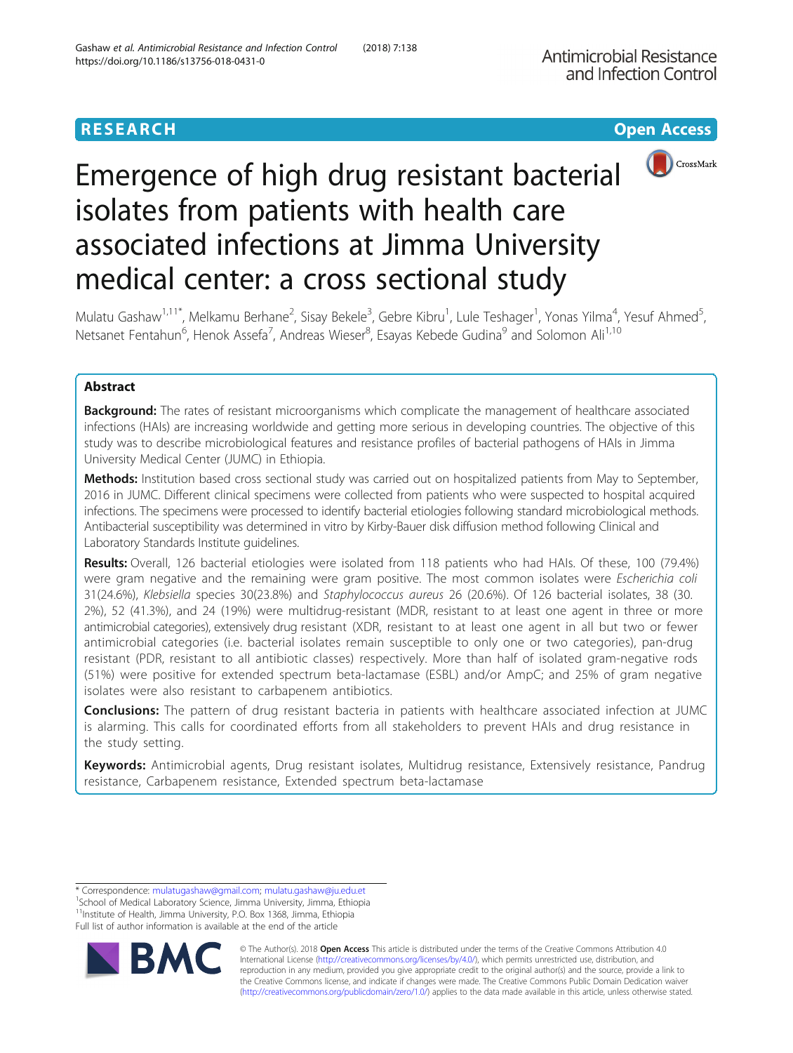**RESEARCH** **Open Access**

# Emergence of high drug resistant bacterial isolates from patients with health care associated infections at Jimma University medical center: a cross sectional study

Mulatu Gashaw[1,11*], Melkamu Berhane[2], Sisay Bekele[3], Gebre Kibru[1], Lule Teshager[1], Yonas Yilma[4], Yesuf Ahmed[5], Netsanet Fentahun[6], Henok Assefa[7], Andreas Wieser[8], Esayas Kebede Gudina[9] and Solomon Ali[1,10]

## Abstract

**Background:** The rates of resistant microorganisms which complicate the management of healthcare associated infections (HAIs) are increasing worldwide and getting more serious in developing countries. The objective of this study was to describe microbiological features and resistance profiles of bacterial pathogens of HAIs in Jimma University Medical Center (JUMC) in Ethiopia.

**Methods:** Institution based cross sectional study was carried out on hospitalized patients from May to September, 2016 in JUMC. Different clinical specimens were collected from patients who were suspected to hospital acquired infections. The specimens were processed to identify bacterial etiologies following standard microbiological methods. Antibacterial susceptibility was determined in vitro by Kirby-Bauer disk diffusion method following Clinical and Laboratory Standards Institute guidelines.

**Results:** Overall, 126 bacterial etiologies were isolated from 118 patients who had HAIs. Of these, 100 (79.4%) were gram negative and the remaining were gram positive. The most common isolates were *Escherichia coli* 31(24.6%), *Klebsiella* species 30(23.8%) and *Staphylococcus aureus* 26 (20.6%). Of 126 bacterial isolates, 38 (30.2%), 52 (41.3%), and 24 (19%) were multidrug-resistant (MDR, resistant to at least one agent in three or more antimicrobial categories), extensively drug resistant (XDR, resistant to at least one agent in all but two or fewer antimicrobial categories (i.e. bacterial isolates remain susceptible to only one or two categories), pan-drug resistant (PDR, resistant to all antibiotic classes) respectively. More than half of isolated gram-negative rods (51%) were positive for extended spectrum beta-lactamase (ESBL) and/or AmpC; and 25% of gram negative isolates were also resistant to carbapenem antibiotics.

**Conclusions:** The pattern of drug resistant bacteria in patients with healthcare associated infection at JUMC is alarming. This calls for coordinated efforts from all stakeholders to prevent HAIs and drug resistance in the study setting.

**Keywords:** Antimicrobial agents, Drug resistant isolates, Multidrug resistance, Extensively resistance, Pandrug resistance, Carbapenem resistance, Extended spectrum beta-lactamase

---

\* Correspondence: mulatugashaw@gmail.com; mulatu.gashaw@ju.edu.et
[1]School of Medical Laboratory Science, Jimma University, Jimma, Ethiopia
[11]Institute of Health, Jimma University, P.O. Box 1368, Jimma, Ethiopia
Full list of author information is available at the end of the article

© The Author(s). 2018 **Open Access** This article is distributed under the terms of the Creative Commons Attribution 4.0 International License (http://creativecommons.org/licenses/by/4.0/), which permits unrestricted use, distribution, and reproduction in any medium, provided you give appropriate credit to the original author(s) and the source, provide a link to the Creative Commons license, and indicate if changes were made. The Creative Commons Public Domain Dedication waiver (http://creativecommons.org/publicdomain/zero/1.0/) applies to the data made available in this article, unless otherwise stated.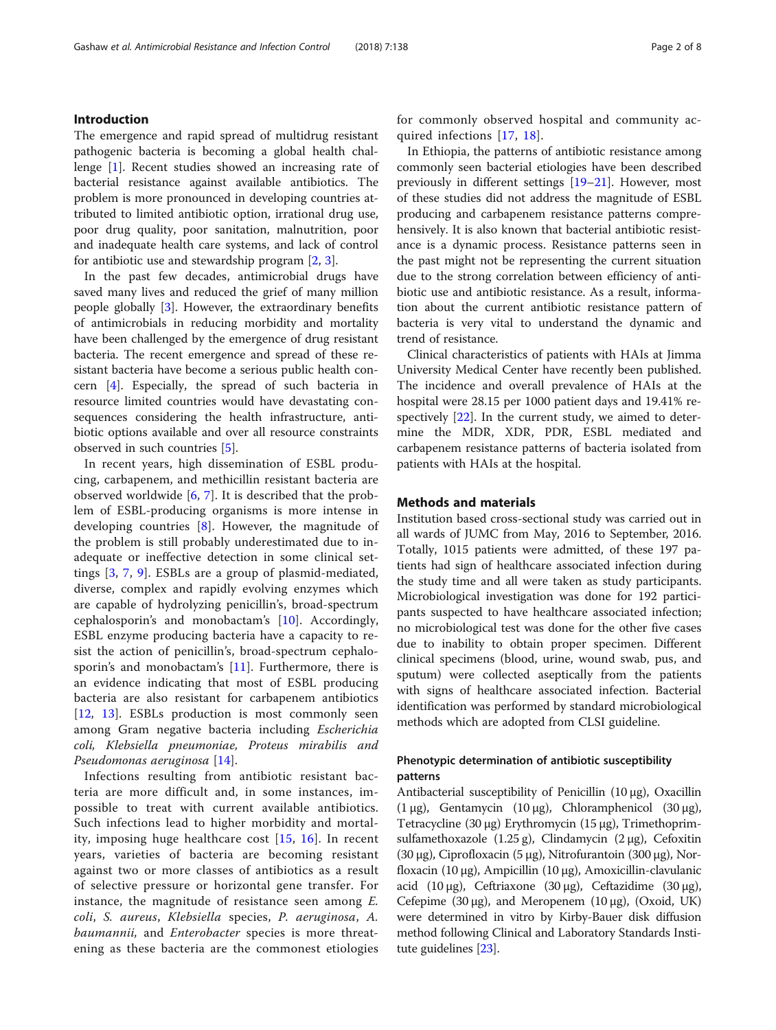## Introduction

The emergence and rapid spread of multidrug resistant pathogenic bacteria is becoming a global health challenge [1]. Recent studies showed an increasing rate of bacterial resistance against available antibiotics. The problem is more pronounced in developing countries attributed to limited antibiotic option, irrational drug use, poor drug quality, poor sanitation, malnutrition, poor and inadequate health care systems, and lack of control for antibiotic use and stewardship program [2, 3].

In the past few decades, antimicrobial drugs have saved many lives and reduced the grief of many million people globally [3]. However, the extraordinary benefits of antimicrobials in reducing morbidity and mortality have been challenged by the emergence of drug resistant bacteria. The recent emergence and spread of these resistant bacteria have become a serious public health concern [4]. Especially, the spread of such bacteria in resource limited countries would have devastating consequences considering the health infrastructure, antibiotic options available and over all resource constraints observed in such countries [5].

In recent years, high dissemination of ESBL producing, carbapenem, and methicillin resistant bacteria are observed worldwide [6, 7]. It is described that the problem of ESBL-producing organisms is more intense in developing countries [8]. However, the magnitude of the problem is still probably underestimated due to inadequate or ineffective detection in some clinical settings [3, 7, 9]. ESBLs are a group of plasmid-mediated, diverse, complex and rapidly evolving enzymes which are capable of hydrolyzing penicillin's, broad-spectrum cephalosporin's and monobactam's [10]. Accordingly, ESBL enzyme producing bacteria have a capacity to resist the action of penicillin's, broad-spectrum cephalosporin's and monobactam's [11]. Furthermore, there is an evidence indicating that most of ESBL producing bacteria are also resistant for carbapenem antibiotics [12, 13]. ESBLs production is most commonly seen among Gram negative bacteria including *Escherichia coli, Klebsiella pneumoniae, Proteus mirabilis and Pseudomonas aeruginosa* [14].

Infections resulting from antibiotic resistant bacteria are more difficult and, in some instances, impossible to treat with current available antibiotics. Such infections lead to higher morbidity and mortality, imposing huge healthcare cost [15, 16]. In recent years, varieties of bacteria are becoming resistant against two or more classes of antibiotics as a result of selective pressure or horizontal gene transfer. For instance, the magnitude of resistance seen among *E. coli*, *S. aureus*, *Klebsiella* species, *P. aeruginosa*, *A. baumannii,* and *Enterobacter* species is more threatening as these bacteria are the commonest etiologies for commonly observed hospital and community acquired infections [17, 18].

In Ethiopia, the patterns of antibiotic resistance among commonly seen bacterial etiologies have been described previously in different settings [19–21]. However, most of these studies did not address the magnitude of ESBL producing and carbapenem resistance patterns comprehensively. It is also known that bacterial antibiotic resistance is a dynamic process. Resistance patterns seen in the past might not be representing the current situation due to the strong correlation between efficiency of antibiotic use and antibiotic resistance. As a result, information about the current antibiotic resistance pattern of bacteria is very vital to understand the dynamic and trend of resistance.

Clinical characteristics of patients with HAIs at Jimma University Medical Center have recently been published. The incidence and overall prevalence of HAIs at the hospital were 28.15 per 1000 patient days and 19.41% respectively [22]. In the current study, we aimed to determine the MDR, XDR, PDR, ESBL mediated and carbapenem resistance patterns of bacteria isolated from patients with HAIs at the hospital.

## Methods and materials

Institution based cross-sectional study was carried out in all wards of JUMC from May, 2016 to September, 2016. Totally, 1015 patients were admitted, of these 197 patients had sign of healthcare associated infection during the study time and all were taken as study participants. Microbiological investigation was done for 192 participants suspected to have healthcare associated infection; no microbiological test was done for the other five cases due to inability to obtain proper specimen. Different clinical specimens (blood, urine, wound swab, pus, and sputum) were collected aseptically from the patients with signs of healthcare associated infection. Bacterial identification was performed by standard microbiological methods which are adopted from CLSI guideline.

### Phenotypic determination of antibiotic susceptibility patterns

Antibacterial susceptibility of Penicillin (10 μg), Oxacillin (1 μg), Gentamycin (10 μg), Chloramphenicol (30 μg), Tetracycline (30 μg) Erythromycin (15 μg), Trimethoprim-sulfamethoxazole (1.25 g), Clindamycin (2 μg), Cefoxitin (30 μg), Ciprofloxacin (5 μg), Nitrofurantoin (300 μg), Norfloxacin (10 μg), Ampicillin (10 μg), Amoxicillin-clavulanic acid (10 μg), Ceftriaxone (30 μg), Ceftazidime (30 μg), Cefepime (30 μg), and Meropenem (10 μg), (Oxoid, UK) were determined in vitro by Kirby-Bauer disk diffusion method following Clinical and Laboratory Standards Institute guidelines [23].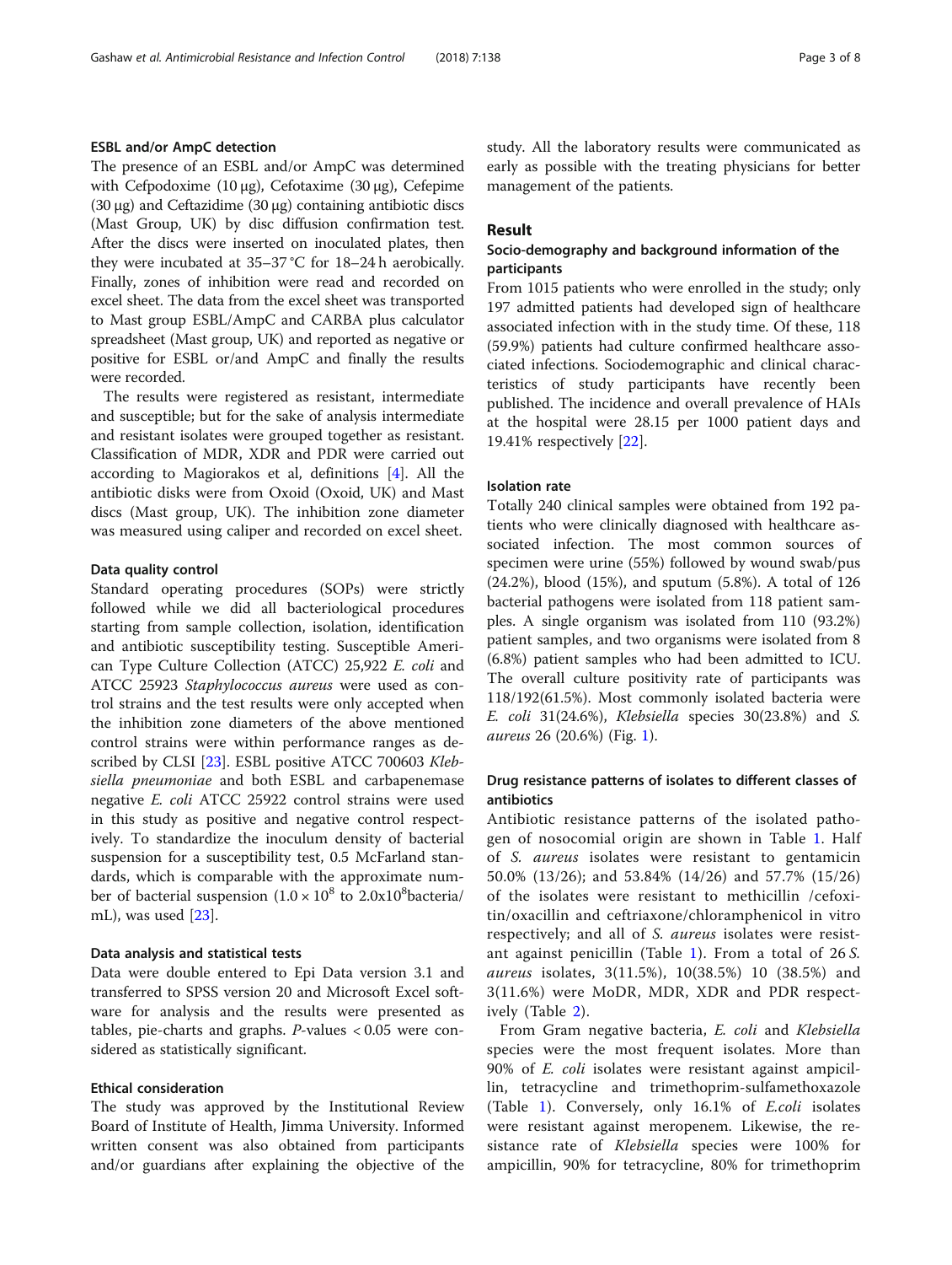### ESBL and/or AmpC detection

The presence of an ESBL and/or AmpC was determined with Cefpodoxime (10 μg), Cefotaxime (30 μg), Cefepime (30 μg) and Ceftazidime (30 μg) containing antibiotic discs (Mast Group, UK) by disc diffusion confirmation test. After the discs were inserted on inoculated plates, then they were incubated at 35–37 °C for 18–24 h aerobically. Finally, zones of inhibition were read and recorded on excel sheet. The data from the excel sheet was transported to Mast group ESBL/AmpC and CARBA plus calculator spreadsheet (Mast group, UK) and reported as negative or positive for ESBL or/and AmpC and finally the results were recorded.

The results were registered as resistant, intermediate and susceptible; but for the sake of analysis intermediate and resistant isolates were grouped together as resistant. Classification of MDR, XDR and PDR were carried out according to Magiorakos et al, definitions [4]. All the antibiotic disks were from Oxoid (Oxoid, UK) and Mast discs (Mast group, UK). The inhibition zone diameter was measured using caliper and recorded on excel sheet.

### Data quality control

Standard operating procedures (SOPs) were strictly followed while we did all bacteriological procedures starting from sample collection, isolation, identification and antibiotic susceptibility testing. Susceptible American Type Culture Collection (ATCC) 25,922 *E. coli* and ATCC 25923 *Staphylococcus aureus* were used as control strains and the test results were only accepted when the inhibition zone diameters of the above mentioned control strains were within performance ranges as described by CLSI [23]. ESBL positive ATCC 700603 *Klebsiella pneumoniae* and both ESBL and carbapenemase negative *E. coli* ATCC 25922 control strains were used in this study as positive and negative control respectively. To standardize the inoculum density of bacterial suspension for a susceptibility test, 0.5 McFarland standards, which is comparable with the approximate number of bacterial suspension ($1.0 \times 10^8$ to $2.0x10^8$bacteria/mL), was used [23].

### Data analysis and statistical tests

Data were double entered to Epi Data version 3.1 and transferred to SPSS version 20 and Microsoft Excel software for analysis and the results were presented as tables, pie-charts and graphs. *P*-values < 0.05 were considered as statistically significant.

### Ethical consideration

The study was approved by the Institutional Review Board of Institute of Health, Jimma University. Informed written consent was also obtained from participants and/or guardians after explaining the objective of the study. All the laboratory results were communicated as early as possible with the treating physicians for better management of the patients.

## Result

### Socio-demography and background information of the participants

From 1015 patients who were enrolled in the study; only 197 admitted patients had developed sign of healthcare associated infection with in the study time. Of these, 118 (59.9%) patients had culture confirmed healthcare associated infections. Sociodemographic and clinical characteristics of study participants have recently been published. The incidence and overall prevalence of HAIs at the hospital were 28.15 per 1000 patient days and 19.41% respectively [22].

### Isolation rate

Totally 240 clinical samples were obtained from 192 patients who were clinically diagnosed with healthcare associated infection. The most common sources of specimen were urine (55%) followed by wound swab/pus (24.2%), blood (15%), and sputum (5.8%). A total of 126 bacterial pathogens were isolated from 118 patient samples. A single organism was isolated from 110 (93.2%) patient samples, and two organisms were isolated from 8 (6.8%) patient samples who had been admitted to ICU. The overall culture positivity rate of participants was 118/192(61.5%). Most commonly isolated bacteria were *E. coli* 31(24.6%), *Klebsiella* species 30(23.8%) and *S. aureus* 26 (20.6%) (Fig. 1).

### Drug resistance patterns of isolates to different classes of antibiotics

Antibiotic resistance patterns of the isolated pathogen of nosocomial origin are shown in Table 1. Half of *S. aureus* isolates were resistant to gentamicin 50.0% (13/26); and 53.84% (14/26) and 57.7% (15/26) of the isolates were resistant to methicillin /cefoxitin/oxacillin and ceftriaxone/chloramphenicol in vitro respectively; and all of *S. aureus* isolates were resistant against penicillin (Table 1). From a total of 26 *S. aureus* isolates, 3(11.5%), 10(38.5%) 10 (38.5%) and 3(11.6%) were MoDR, MDR, XDR and PDR respectively (Table 2).

From Gram negative bacteria, *E. coli* and *Klebsiella* species were the most frequent isolates. More than 90% of *E. coli* isolates were resistant against ampicillin, tetracycline and trimethoprim-sulfamethoxazole (Table 1). Conversely, only 16.1% of *E.coli* isolates were resistant against meropenem. Likewise, the resistance rate of *Klebsiella* species were 100% for ampicillin, 90% for tetracycline, 80% for trimethoprim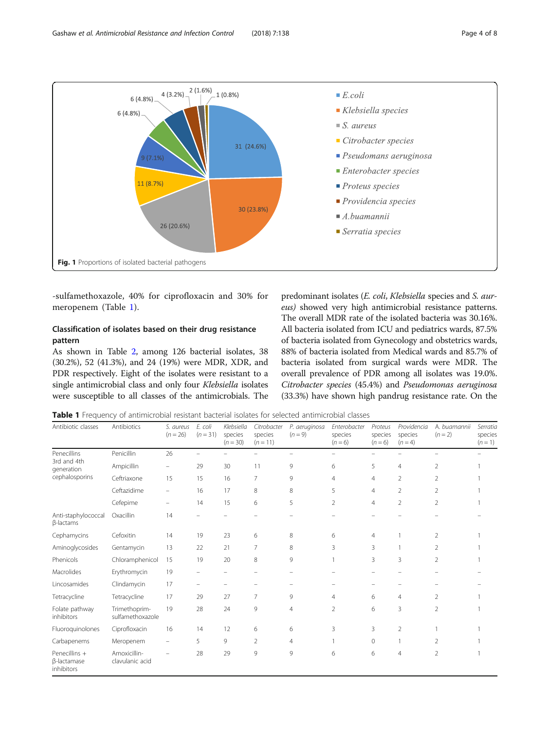Fig. 1 Proportions of isolated bacterial pathogens

-sulfamethoxazole, 40% for ciprofloxacin and 30% for meropenem (Table 1).

### Classification of isolates based on their drug resistance pattern

As shown in Table 2, among 126 bacterial isolates, 38 (30.2%), 52 (41.3%), and 24 (19%) were MDR, XDR, and PDR respectively. Eight of the isolates were resistant to a single antimicrobial class and only four *Klebsiella* isolates were susceptible to all classes of the antimicrobials. The predominant isolates (*E. coli*, *Klebsiella* species and *S. aureus)* showed very high antimicrobial resistance patterns. The overall MDR rate of the isolated bacteria was 30.16%. All bacteria isolated from ICU and pediatrics wards, 87.5% of bacteria isolated from Gynecology and obstetrics wards, 88% of bacteria isolated from Medical wards and 85.7% of bacteria isolated from surgical wards were MDR. The overall prevalence of PDR among all isolates was 19.0%. *Citrobacter species* (45.4%) and *Pseudomonas aeruginosa* (33.3%) have shown high pandrug resistance rate. On the

**Table 1** Frequency of antimicrobial resistant bacterial isolates for selected antimicrobial classes

| Antibiotic classes | Antibiotics | *S. aureus* (n = 26) | *E. coli* (n = 31) | *Klebsiella* species (n = 30) | *Citrobacter* species (n = 11) | *P. aeruginosa* (n = 9) | *Enterobacter* species (n = 6) | *Proteus* species (n = 6) | *Providencia* species (n = 4) | *A. buamannii* (n = 2) | *Serratia* species (n = 1) |
|---|---|---|---|---|---|---|---|---|---|---|---|
| Penecillins | Penicillin | 26 | – | – | – | – | – | – | – | – | – |
| 3rd and 4th generation cephalosporins | Ampicillin | – | 29 | 30 | 11 | 9 | 6 | 5 | 4 | 2 | 1 |
| | Ceftriaxone | 15 | 15 | 16 | 7 | 9 | 4 | 4 | 2 | 2 | 1 |
| | Ceftazidime | – | 16 | 17 | 8 | 8 | 5 | 4 | 2 | 2 | 1 |
| | Cefepime | – | 14 | 15 | 6 | 5 | 2 | 4 | 2 | 2 | 1 |
| Anti-staphylococcal β-lactams | Oxacillin | 14 | – | – | – | – | – | – | – | – | – |
| Cephamycins | Cefoxitin | 14 | 19 | 23 | 6 | 8 | 6 | 4 | 1 | 2 | 1 |
| Aminoglycosides | Gentamycin | 13 | 22 | 21 | 7 | 8 | 3 | 3 | 1 | 2 | 1 |
| Phenicols | Chloramphenicol | 15 | 19 | 20 | 8 | 9 | 1 | 3 | 3 | 2 | 1 |
| Macrolides | Erythromycin | 19 | – | – | – | – | – | – | – | – | – |
| Lincosamides | Clindamycin | 17 | – | – | – | – | – | – | – | – | – |
| Tetracycline | Tetracycline | 17 | 29 | 27 | 7 | 9 | 4 | 6 | 4 | 2 | 1 |
| Folate pathway inhibitors | Trimethoprim-sulfamethoxazole | 19 | 28 | 24 | 9 | 4 | 2 | 6 | 3 | 2 | 1 |
| Fluoroquinolones | Ciprofloxacin | 16 | 14 | 12 | 6 | 6 | 3 | 3 | 2 | 1 | 1 |
| Carbapenems | Meropenem | – | 5 | 9 | 2 | 4 | 1 | 0 | 1 | 2 | 1 |
| Penecillins + β-lactamase inhibitors | Amoxicillin-clavulanic acid | – | 28 | 29 | 9 | 9 | 6 | 6 | 4 | 2 | 1 |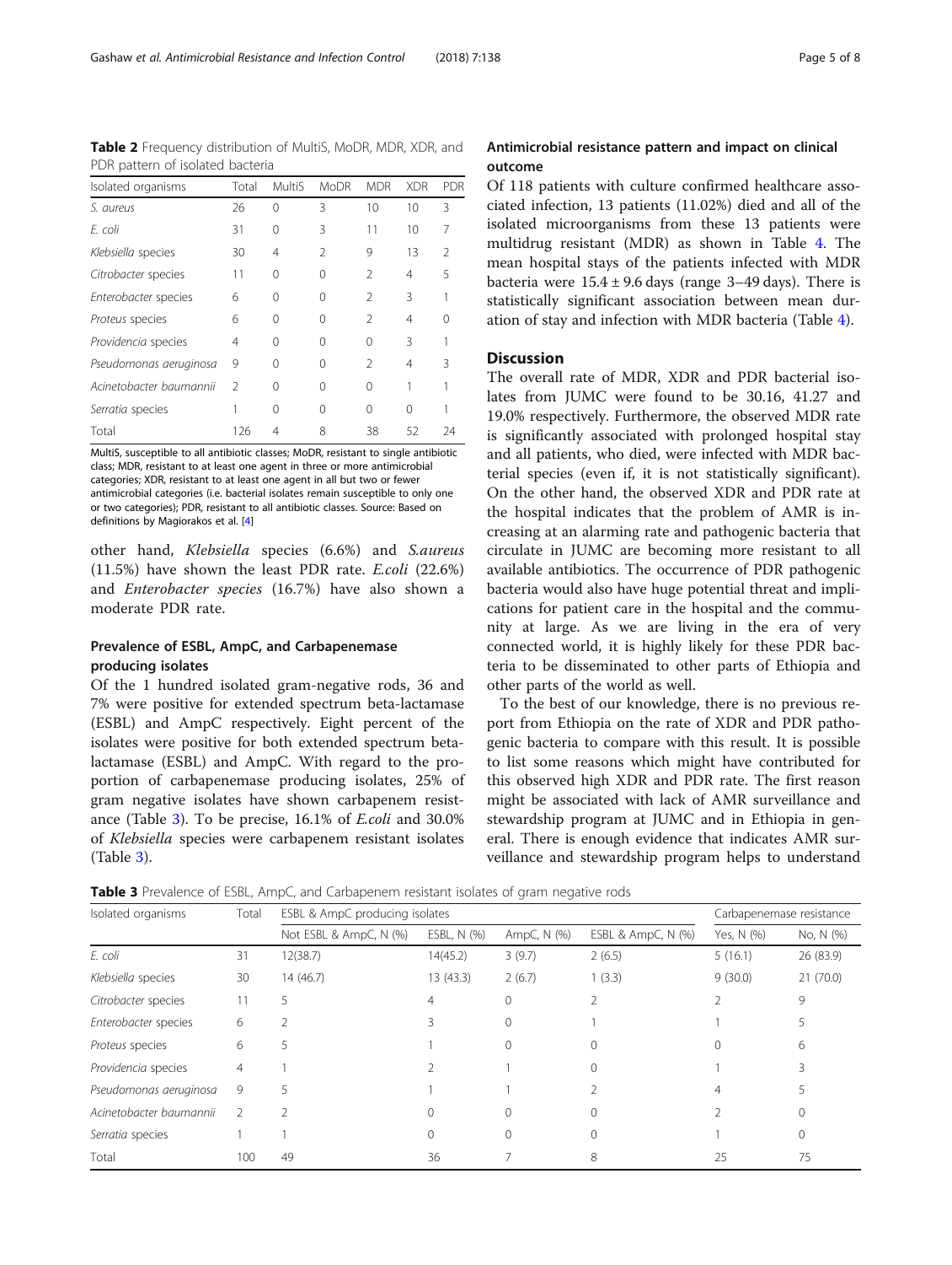**Table 2** Frequency distribution of MultiS, MoDR, MDR, XDR, and PDR pattern of isolated bacteria

| Isolated organisms | Total | MultiS | MoDR | MDR | XDR | PDR |
|---|---|---|---|---|---|---|
| *S. aureus* | 26 | 0 | 3 | 10 | 10 | 3 |
| *E. coli* | 31 | 0 | 3 | 11 | 10 | 7 |
| *Klebsiella* species | 30 | 4 | 2 | 9 | 13 | 2 |
| *Citrobacter* species | 11 | 0 | 0 | 2 | 4 | 5 |
| *Enterobacter* species | 6 | 0 | 0 | 2 | 3 | 1 |
| *Proteus* species | 6 | 0 | 0 | 2 | 4 | 0 |
| *Providencia* species | 4 | 0 | 0 | 0 | 3 | 1 |
| *Pseudomonas aeruginosa* | 9 | 0 | 0 | 2 | 4 | 3 |
| *Acinetobacter baumannii* | 2 | 0 | 0 | 0 | 1 | 1 |
| *Serratia* species | 1 | 0 | 0 | 0 | 0 | 1 |
| Total | 126 | 4 | 8 | 38 | 52 | 24 |

MultiS, susceptible to all antibiotic classes; MoDR, resistant to single antibiotic class; MDR, resistant to at least one agent in three or more antimicrobial categories; XDR, resistant to at least one agent in all but two or fewer antimicrobial categories (i.e. bacterial isolates remain susceptible to only one or two categories); PDR, resistant to all antibiotic classes. Source: Based on definitions by Magiorakos et al. [4]

other hand, *Klebsiella* species (6.6%) and *S.aureus* (11.5%) have shown the least PDR rate. *E.coli* (22.6%) and *Enterobacter species* (16.7%) have also shown a moderate PDR rate.

### Prevalence of ESBL, AmpC, and Carbapenemase producing isolates

Of the 1 hundred isolated gram-negative rods, 36 and 7% were positive for extended spectrum beta-lactamase (ESBL) and AmpC respectively. Eight percent of the isolates were positive for both extended spectrum beta-lactamase (ESBL) and AmpC. With regard to the proportion of carbapenemase producing isolates, 25% of gram negative isolates have shown carbapenem resistance (Table 3). To be precise, 16.1% of *E.coli* and 30.0% of *Klebsiella* species were carbapenem resistant isolates (Table 3).

### Antimicrobial resistance pattern and impact on clinical outcome

Of 118 patients with culture confirmed healthcare associated infection, 13 patients (11.02%) died and all of the isolated microorganisms from these 13 patients were multidrug resistant (MDR) as shown in Table 4. The mean hospital stays of the patients infected with MDR bacteria were 15.4 ± 9.6 days (range 3–49 days). There is statistically significant association between mean duration of stay and infection with MDR bacteria (Table 4).

## Discussion

The overall rate of MDR, XDR and PDR bacterial isolates from JUMC were found to be 30.16, 41.27 and 19.0% respectively. Furthermore, the observed MDR rate is significantly associated with prolonged hospital stay and all patients, who died, were infected with MDR bacterial species (even if, it is not statistically significant). On the other hand, the observed XDR and PDR rate at the hospital indicates that the problem of AMR is increasing at an alarming rate and pathogenic bacteria that circulate in JUMC are becoming more resistant to all available antibiotics. The occurrence of PDR pathogenic bacteria would also have huge potential threat and implications for patient care in the hospital and the community at large. As we are living in the era of very connected world, it is highly likely for these PDR bacteria to be disseminated to other parts of Ethiopia and other parts of the world as well.

To the best of our knowledge, there is no previous report from Ethiopia on the rate of XDR and PDR pathogenic bacteria to compare with this result. It is possible to list some reasons which might have contributed for this observed high XDR and PDR rate. The first reason might be associated with lack of AMR surveillance and stewardship program at JUMC and in Ethiopia in general. There is enough evidence that indicates AMR surveillance and stewardship program helps to understand

**Table 3** Prevalence of ESBL, AmpC, and Carbapenem resistant isolates of gram negative rods

| Isolated organisms | Total | ESBL & AmpC producing isolates | | | | Carbapenemase resistance | |
|---|---|---|---|---|---|---|---|
| | | Not ESBL & AmpC, N (%) | ESBL, N (%) | AmpC, N (%) | ESBL & AmpC, N (%) | Yes, N (%) | No, N (%) |
| *E. coli* | 31 | 12(38.7) | 14(45.2) | 3 (9.7) | 2 (6.5) | 5 (16.1) | 26 (83.9) |
| *Klebsiella* species | 30 | 14 (46.7) | 13 (43.3) | 2 (6.7) | 1 (3.3) | 9 (30.0) | 21 (70.0) |
| *Citrobacter* species | 11 | 5 | 4 | 0 | 2 | 2 | 9 |
| *Enterobacter* species | 6 | 2 | 3 | 0 | 1 | 1 | 5 |
| *Proteus* species | 6 | 5 | 1 | 0 | 0 | 0 | 6 |
| *Providencia* species | 4 | 1 | 2 | 1 | 0 | 1 | 3 |
| *Pseudomonas aeruginosa* | 9 | 5 | 1 | 1 | 2 | 4 | 5 |
| *Acinetobacter baumannii* | 2 | 2 | 0 | 0 | 0 | 2 | 0 |
| *Serratia* species | 1 | 1 | 0 | 0 | 0 | 1 | 0 |
| Total | 100 | 49 | 36 | 7 | 8 | 25 | 75 |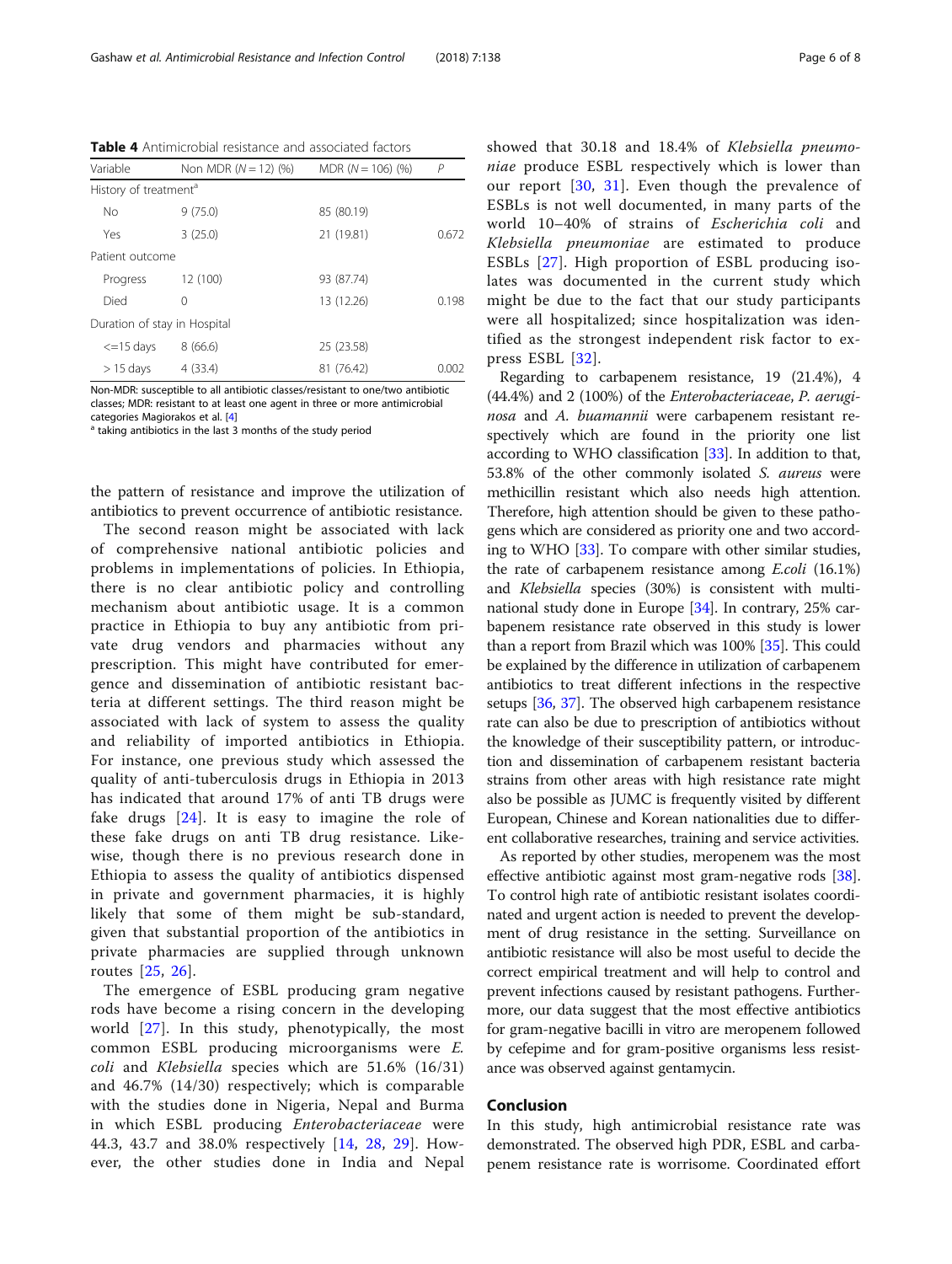**Table 4** Antimicrobial resistance and associated factors

| Variable | Non MDR (N = 12) (%) | MDR (N = 106) (%) | P |
|---|---|---|---|
| History of treatment[a] | | | |
| No | 9 (75.0) | 85 (80.19) | |
| Yes | 3 (25.0) | 21 (19.81) | 0.672 |
| Patient outcome | | | |
| Progress | 12 (100) | 93 (87.74) | |
| Died | 0 | 13 (12.26) | 0.198 |
| Duration of stay in Hospital | | | |
| <=15 days | 8 (66.6) | 25 (23.58) | |
| > 15 days | 4 (33.4) | 81 (76.42) | 0.002 |

Non-MDR: susceptible to all antibiotic classes/resistant to one/two antibiotic classes; MDR: resistant to at least one agent in three or more antimicrobial categories Magiorakos et al. [4]
[a] taking antibiotics in the last 3 months of the study period

the pattern of resistance and improve the utilization of antibiotics to prevent occurrence of antibiotic resistance.

The second reason might be associated with lack of comprehensive national antibiotic policies and problems in implementations of policies. In Ethiopia, there is no clear antibiotic policy and controlling mechanism about antibiotic usage. It is a common practice in Ethiopia to buy any antibiotic from private drug vendors and pharmacies without any prescription. This might have contributed for emergence and dissemination of antibiotic resistant bacteria at different settings. The third reason might be associated with lack of system to assess the quality and reliability of imported antibiotics in Ethiopia. For instance, one previous study which assessed the quality of anti-tuberculosis drugs in Ethiopia in 2013 has indicated that around 17% of anti TB drugs were fake drugs [24]. It is easy to imagine the role of these fake drugs on anti TB drug resistance. Likewise, though there is no previous research done in Ethiopia to assess the quality of antibiotics dispensed in private and government pharmacies, it is highly likely that some of them might be sub-standard, given that substantial proportion of the antibiotics in private pharmacies are supplied through unknown routes [25, 26].

The emergence of ESBL producing gram negative rods have become a rising concern in the developing world [27]. In this study, phenotypically, the most common ESBL producing microorganisms were *E. coli* and *Klebsiella* species which are 51.6% (16/31) and 46.7% (14/30) respectively; which is comparable with the studies done in Nigeria, Nepal and Burma in which ESBL producing *Enterobacteriaceae* were 44.3, 43.7 and 38.0% respectively [14, 28, 29]. However, the other studies done in India and Nepal showed that 30.18 and 18.4% of *Klebsiella pneumoniae* produce ESBL respectively which is lower than our report [30, 31]. Even though the prevalence of ESBLs is not well documented, in many parts of the world 10–40% of strains of *Escherichia coli* and *Klebsiella pneumoniae* are estimated to produce ESBLs [27]. High proportion of ESBL producing isolates was documented in the current study which might be due to the fact that our study participants were all hospitalized; since hospitalization was identified as the strongest independent risk factor to express ESBL [32].

Regarding to carbapenem resistance, 19 (21.4%), 4 (44.4%) and 2 (100%) of the *Enterobacteriaceae*, *P. aeruginosa* and *A. buamannii* were carbapenem resistant respectively which are found in the priority one list according to WHO classification [33]. In addition to that, 53.8% of the other commonly isolated *S. aureus* were methicillin resistant which also needs high attention. Therefore, high attention should be given to these pathogens which are considered as priority one and two according to WHO [33]. To compare with other similar studies, the rate of carbapenem resistance among *E.coli* (16.1%) and *Klebsiella* species (30%) is consistent with multinational study done in Europe [34]. In contrary, 25% carbapenem resistance rate observed in this study is lower than a report from Brazil which was 100% [35]. This could be explained by the difference in utilization of carbapenem antibiotics to treat different infections in the respective setups [36, 37]. The observed high carbapenem resistance rate can also be due to prescription of antibiotics without the knowledge of their susceptibility pattern, or introduction and dissemination of carbapenem resistant bacteria strains from other areas with high resistance rate might also be possible as JUMC is frequently visited by different European, Chinese and Korean nationalities due to different collaborative researches, training and service activities.

As reported by other studies, meropenem was the most effective antibiotic against most gram-negative rods [38]. To control high rate of antibiotic resistant isolates coordinated and urgent action is needed to prevent the development of drug resistance in the setting. Surveillance on antibiotic resistance will also be most useful to decide the correct empirical treatment and will help to control and prevent infections caused by resistant pathogens. Furthermore, our data suggest that the most effective antibiotics for gram-negative bacilli in vitro are meropenem followed by cefepime and for gram-positive organisms less resistance was observed against gentamycin.

## Conclusion

In this study, high antimicrobial resistance rate was demonstrated. The observed high PDR, ESBL and carbapenem resistance rate is worrisome. Coordinated effort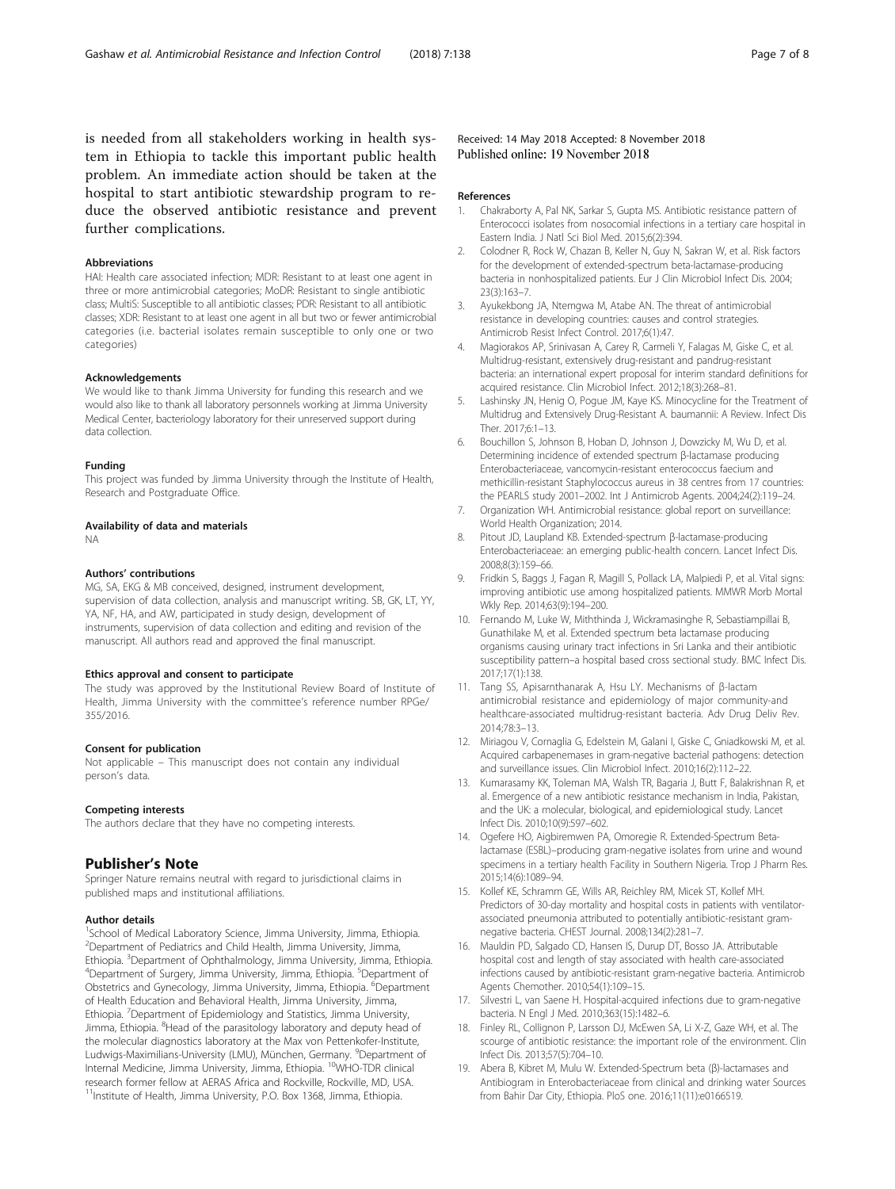is needed from all stakeholders working in health system in Ethiopia to tackle this important public health problem. An immediate action should be taken at the hospital to start antibiotic stewardship program to reduce the observed antibiotic resistance and prevent further complications.

#### Abbreviations

HAI: Health care associated infection; MDR: Resistant to at least one agent in three or more antimicrobial categories; MoDR: Resistant to single antibiotic class; MultiS: Susceptible to all antibiotic classes; PDR: Resistant to all antibiotic classes; XDR: Resistant to at least one agent in all but two or fewer antimicrobial categories (i.e. bacterial isolates remain susceptible to only one or two categories)

#### Acknowledgements

We would like to thank Jimma University for funding this research and we would also like to thank all laboratory personnels working at Jimma University Medical Center, bacteriology laboratory for their unreserved support during data collection.

#### Funding

This project was funded by Jimma University through the Institute of Health, Research and Postgraduate Office.

#### Availability of data and materials

NA

#### Authors' contributions

MG, SA, EKG & MB conceived, designed, instrument development, supervision of data collection, analysis and manuscript writing. SB, GK, LT, YY, YA, NF, HA, and AW, participated in study design, development of instruments, supervision of data collection and editing and revision of the manuscript. All authors read and approved the final manuscript.

#### Ethics approval and consent to participate

The study was approved by the Institutional Review Board of Institute of Health, Jimma University with the committee's reference number RPGe/355/2016.

#### Consent for publication

Not applicable – This manuscript does not contain any individual person's data.

#### Competing interests

The authors declare that they have no competing interests.

## Publisher's Note

Springer Nature remains neutral with regard to jurisdictional claims in published maps and institutional affiliations.

#### Author details

[1]School of Medical Laboratory Science, Jimma University, Jimma, Ethiopia. [2]Department of Pediatrics and Child Health, Jimma University, Jimma, Ethiopia. [3]Department of Ophthalmology, Jimma University, Jimma, Ethiopia. [4]Department of Surgery, Jimma University, Jimma, Ethiopia. [5]Department of Obstetrics and Gynecology, Jimma University, Jimma, Ethiopia. [6]Department of Health Education and Behavioral Health, Jimma University, Jimma, Ethiopia. [7]Department of Epidemiology and Statistics, Jimma University, Jimma, Ethiopia. [8]Head of the parasitology laboratory and deputy head of the molecular diagnostics laboratory at the Max von Pettenkofer-Institute, Ludwigs-Maximilians-University (LMU), München, Germany. [9]Department of Internal Medicine, Jimma University, Jimma, Ethiopia. [10]WHO-TDR clinical research former fellow at AERAS Africa and Rockville, Rockville, MD, USA. [11]Institute of Health, Jimma University, P.O. Box 1368, Jimma, Ethiopia.

Received: 14 May 2018 Accepted: 8 November 2018
Published online: 19 November 2018

#### References

1. Chakraborty A, Pal NK, Sarkar S, Gupta MS. Antibiotic resistance pattern of Enterococci isolates from nosocomial infections in a tertiary care hospital in Eastern India. J Natl Sci Biol Med. 2015;6(2):394.
2. Colodner R, Rock W, Chazan B, Keller N, Guy N, Sakran W, et al. Risk factors for the development of extended-spectrum beta-lactamase-producing bacteria in nonhospitalized patients. Eur J Clin Microbiol Infect Dis. 2004;23(3):163–7.
3. Ayukekbong JA, Ntemgwa M, Atabe AN. The threat of antimicrobial resistance in developing countries: causes and control strategies. Antimicrob Resist Infect Control. 2017;6(1):47.
4. Magiorakos AP, Srinivasan A, Carey R, Carmeli Y, Falagas M, Giske C, et al. Multidrug-resistant, extensively drug-resistant and pandrug-resistant bacteria: an international expert proposal for interim standard definitions for acquired resistance. Clin Microbiol Infect. 2012;18(3):268–81.
5. Lashinsky JN, Henig O, Pogue JM, Kaye KS. Minocycline for the Treatment of Multidrug and Extensively Drug-Resistant A. baumannii: A Review. Infect Dis Ther. 2017;6:1–13.
6. Bouchillon S, Johnson B, Hoban D, Johnson J, Dowzicky M, Wu D, et al. Determining incidence of extended spectrum β-lactamase producing Enterobacteriaceae, vancomycin-resistant enterococcus faecium and methicillin-resistant Staphylococcus aureus in 38 centres from 17 countries: the PEARLS study 2001–2002. Int J Antimicrob Agents. 2004;24(2):119–24.
7. Organization WH. Antimicrobial resistance: global report on surveillance: World Health Organization; 2014.
8. Pitout JD, Laupland KB. Extended-spectrum β-lactamase-producing Enterobacteriaceae: an emerging public-health concern. Lancet Infect Dis. 2008;8(3):159–66.
9. Fridkin S, Baggs J, Fagan R, Magill S, Pollack LA, Malpiedi P, et al. Vital signs: improving antibiotic use among hospitalized patients. MMWR Morb Mortal Wkly Rep. 2014;63(9):194–200.
10. Fernando M, Luke W, Miththinda J, Wickramasinghe R, Sebastiampillai B, Gunathilake M, et al. Extended spectrum beta lactamase producing organisms causing urinary tract infections in Sri Lanka and their antibiotic susceptibility pattern–a hospital based cross sectional study. BMC Infect Dis. 2017;17(1):138.
11. Tang SS, Apisarnthanarak A, Hsu LY. Mechanisms of β-lactam antimicrobial resistance and epidemiology of major community-and healthcare-associated multidrug-resistant bacteria. Adv Drug Deliv Rev. 2014;78:3–13.
12. Miriagou V, Cornaglia G, Edelstein M, Galani I, Giske C, Gniadkowski M, et al. Acquired carbapenemases in gram-negative bacterial pathogens: detection and surveillance issues. Clin Microbiol Infect. 2010;16(2):112–22.
13. Kumarasamy KK, Toleman MA, Walsh TR, Bagaria J, Butt F, Balakrishnan R, et al. Emergence of a new antibiotic resistance mechanism in India, Pakistan, and the UK: a molecular, biological, and epidemiological study. Lancet Infect Dis. 2010;10(9):597–602.
14. Ogefere HO, Aigbiremwen PA, Omoregie R. Extended-Spectrum Beta-lactamase (ESBL)–producing gram-negative isolates from urine and wound specimens in a tertiary health Facility in Southern Nigeria. Trop J Pharm Res. 2015;14(6):1089–94.
15. Kollef KE, Schramm GE, Wills AR, Reichley RM, Micek ST, Kollef MH. Predictors of 30-day mortality and hospital costs in patients with ventilator-associated pneumonia attributed to potentially antibiotic-resistant gram-negative bacteria. CHEST Journal. 2008;134(2):281–7.
16. Mauldin PD, Salgado CD, Hansen IS, Durup DT, Bosso JA. Attributable hospital cost and length of stay associated with health care-associated infections caused by antibiotic-resistant gram-negative bacteria. Antimicrob Agents Chemother. 2010;54(1):109–15.
17. Silvestri L, van Saene H. Hospital-acquired infections due to gram-negative bacteria. N Engl J Med. 2010;363(15):1482–6.
18. Finley RL, Collignon P, Larsson DJ, McEwen SA, Li X-Z, Gaze WH, et al. The scourge of antibiotic resistance: the important role of the environment. Clin Infect Dis. 2013;57(5):704–10.
19. Abera B, Kibret M, Mulu W. Extended-Spectrum beta (β)-lactamases and Antibiogram in Enterobacteriaceae from clinical and drinking water Sources from Bahir Dar City, Ethiopia. PloS one. 2016;11(11):e0166519.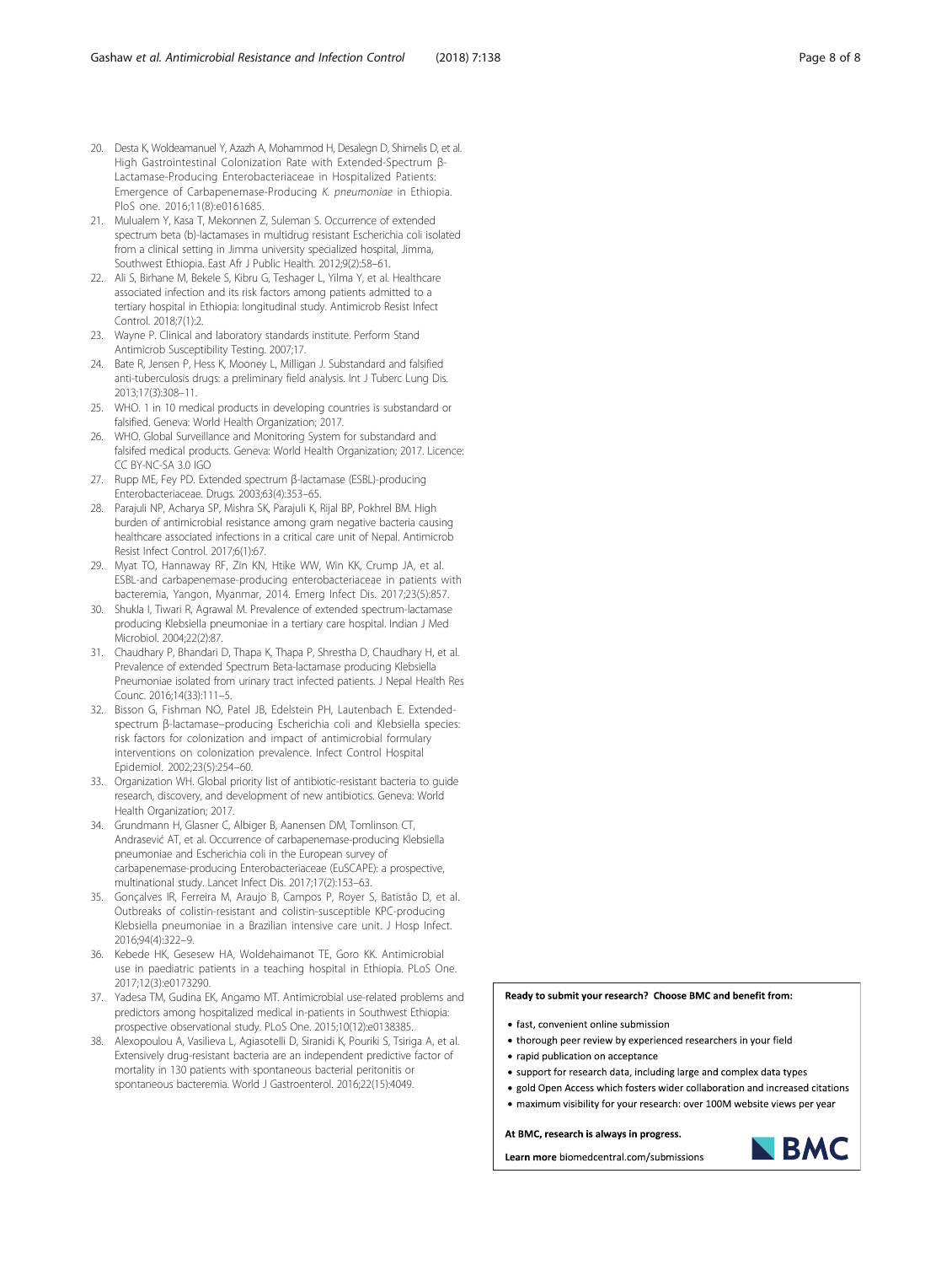20. Desta K, Woldeamanuel Y, Azazh A, Mohammod H, Desalegn D, Shimelis D, et al. High Gastrointestinal Colonization Rate with Extended-Spectrum β-Lactamase-Producing Enterobacteriaceae in Hospitalized Patients: Emergence of Carbapenemase-Producing *K. pneumoniae* in Ethiopia. PloS one. 2016;11(8):e0161685.
21. Mulualem Y, Kasa T, Mekonnen Z, Suleman S. Occurrence of extended spectrum beta (b)-lactamases in multidrug resistant Escherichia coli isolated from a clinical setting in Jimma university specialized hospital, Jimma, Southwest Ethiopia. East Afr J Public Health. 2012;9(2):58–61.
22. Ali S, Birhane M, Bekele S, Kibru G, Teshager L, Yilma Y, et al. Healthcare associated infection and its risk factors among patients admitted to a tertiary hospital in Ethiopia: longitudinal study. Antimicrob Resist Infect Control. 2018;7(1):2.
23. Wayne P. Clinical and laboratory standards institute. Perform Stand Antimicrob Susceptibility Testing. 2007;17.
24. Bate R, Jensen P, Hess K, Mooney L, Milligan J. Substandard and falsified anti-tuberculosis drugs: a preliminary field analysis. Int J Tuberc Lung Dis. 2013;17(3):308–11.
25. WHO. 1 in 10 medical products in developing countries is substandard or falsified. Geneva: World Health Organization; 2017.
26. WHO. Global Surveillance and Monitoring System for substandard and falsifed medical products. Geneva: World Health Organization; 2017. Licence: CC BY-NC-SA 3.0 IGO
27. Rupp ME, Fey PD. Extended spectrum β-lactamase (ESBL)-producing Enterobacteriaceae. Drugs. 2003;63(4):353–65.
28. Parajuli NP, Acharya SP, Mishra SK, Parajuli K, Rijal BP, Pokhrel BM. High burden of antimicrobial resistance among gram negative bacteria causing healthcare associated infections in a critical care unit of Nepal. Antimicrob Resist Infect Control. 2017;6(1):67.
29. Myat TO, Hannaway RF, Zin KN, Htike WW, Win KK, Crump JA, et al. ESBL-and carbapenemase-producing enterobacteriaceae in patients with bacteremia, Yangon, Myanmar, 2014. Emerg Infect Dis. 2017;23(5):857.
30. Shukla I, Tiwari R, Agrawal M. Prevalence of extended spectrum-lactamase producing Klebsiella pneumoniae in a tertiary care hospital. Indian J Med Microbiol. 2004;22(2):87.
31. Chaudhary P, Bhandari D, Thapa K, Thapa P, Shrestha D, Chaudhary H, et al. Prevalence of extended Spectrum Beta-lactamase producing Klebsiella Pneumoniae isolated from urinary tract infected patients. J Nepal Health Res Counc. 2016;14(33):111–5.
32. Bisson G, Fishman NO, Patel JB, Edelstein PH, Lautenbach E. Extended-spectrum β-lactamase–producing Escherichia coli and Klebsiella species: risk factors for colonization and impact of antimicrobial formulary interventions on colonization prevalence. Infect Control Hospital Epidemiol. 2002;23(5):254–60.
33. Organization WH. Global priority list of antibiotic-resistant bacteria to guide research, discovery, and development of new antibiotics. Geneva: World Health Organization; 2017.
34. Grundmann H, Glasner C, Albiger B, Aanensen DM, Tomlinson CT, Andrasević AT, et al. Occurrence of carbapenemase-producing Klebsiella pneumoniae and Escherichia coli in the European survey of carbapenemase-producing Enterobacteriaceae (EuSCAPE): a prospective, multinational study. Lancet Infect Dis. 2017;17(2):153–63.
35. Gonçalves IR, Ferreira M, Araujo B, Campos P, Royer S, Batistão D, et al. Outbreaks of colistin-resistant and colistin-susceptible KPC-producing Klebsiella pneumoniae in a Brazilian intensive care unit. J Hosp Infect. 2016;94(4):322–9.
36. Kebede HK, Gesesew HA, Woldehaimanot TE, Goro KK. Antimicrobial use in paediatric patients in a teaching hospital in Ethiopia. PLoS One. 2017;12(3):e0173290.
37. Yadesa TM, Gudina EK, Angamo MT. Antimicrobial use-related problems and predictors among hospitalized medical in-patients in Southwest Ethiopia: prospective observational study. PLoS One. 2015;10(12):e0138385.
38. Alexopoulou A, Vasilieva L, Agiasotelli D, Siranidi K, Pouriki S, Tsiriga A, et al. Extensively drug-resistant bacteria are an independent predictive factor of mortality in 130 patients with spontaneous bacterial peritonitis or spontaneous bacteremia. World J Gastroenterol. 2016;22(15):4049.

**Ready to submit your research? Choose BMC and benefit from:**

- fast, convenient online submission
- thorough peer review by experienced researchers in your field
- rapid publication on acceptance
- support for research data, including large and complex data types
- gold Open Access which fosters wider collaboration and increased citations
- maximum visibility for your research: over 100M website views per year

**At BMC, research is always in progress.**

**Learn more** biomedcentral.com/submissions

BMC